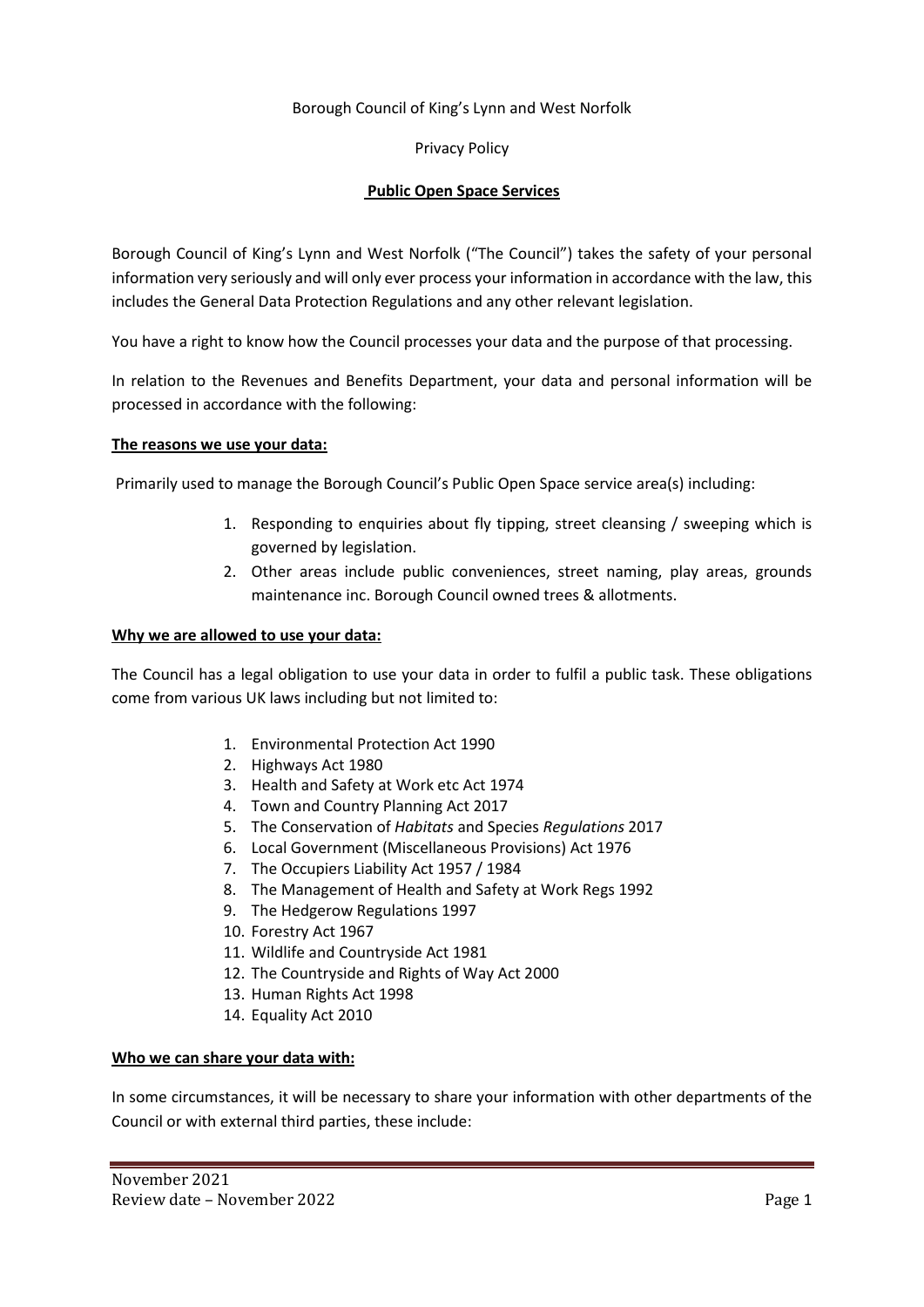Borough Council of King's Lynn and West Norfolk

Privacy Policy

**Public Open Space Services**

Borough Council of King's Lynn and West Norfolk ("The Council") takes the safety of your personal information very seriously and will only ever process your information in accordance with the law, this includes the General Data Protection Regulations and any other relevant legislation.

You have a right to know how the Council processes your data and the purpose of that processing.

In relation to the Revenues and Benefits Department, your data and personal information will be processed in accordance with the following:

**The reasons we use your data:**

Primarily used to manage the Borough Council's Public Open Space service area(s) including:

1. Responding to enquiries about fly tipping, street cleansing / sweeping which is governed by legislation.
2. Other areas include public conveniences, street naming, play areas, grounds maintenance inc. Borough Council owned trees & allotments.

**Why we are allowed to use your data:**

The Council has a legal obligation to use your data in order to fulfil a public task. These obligations come from various UK laws including but not limited to:

1. Environmental Protection Act 1990
2. Highways Act 1980
3. Health and Safety at Work etc Act 1974
4. Town and Country Planning Act 2017
5. The Conservation of *Habitats* and Species *Regulations* 2017
6. Local Government (Miscellaneous Provisions) Act 1976
7. The Occupiers Liability Act 1957 / 1984
8. The Management of Health and Safety at Work Regs 1992
9. The Hedgerow Regulations 1997
10. Forestry Act 1967
11. Wildlife and Countryside Act 1981
12. The Countryside and Rights of Way Act 2000
13. Human Rights Act 1998
14. Equality Act 2010

**Who we can share your data with:**

In some circumstances, it will be necessary to share your information with other departments of the Council or with external third parties, these include:

November 2021
Review date – November 2022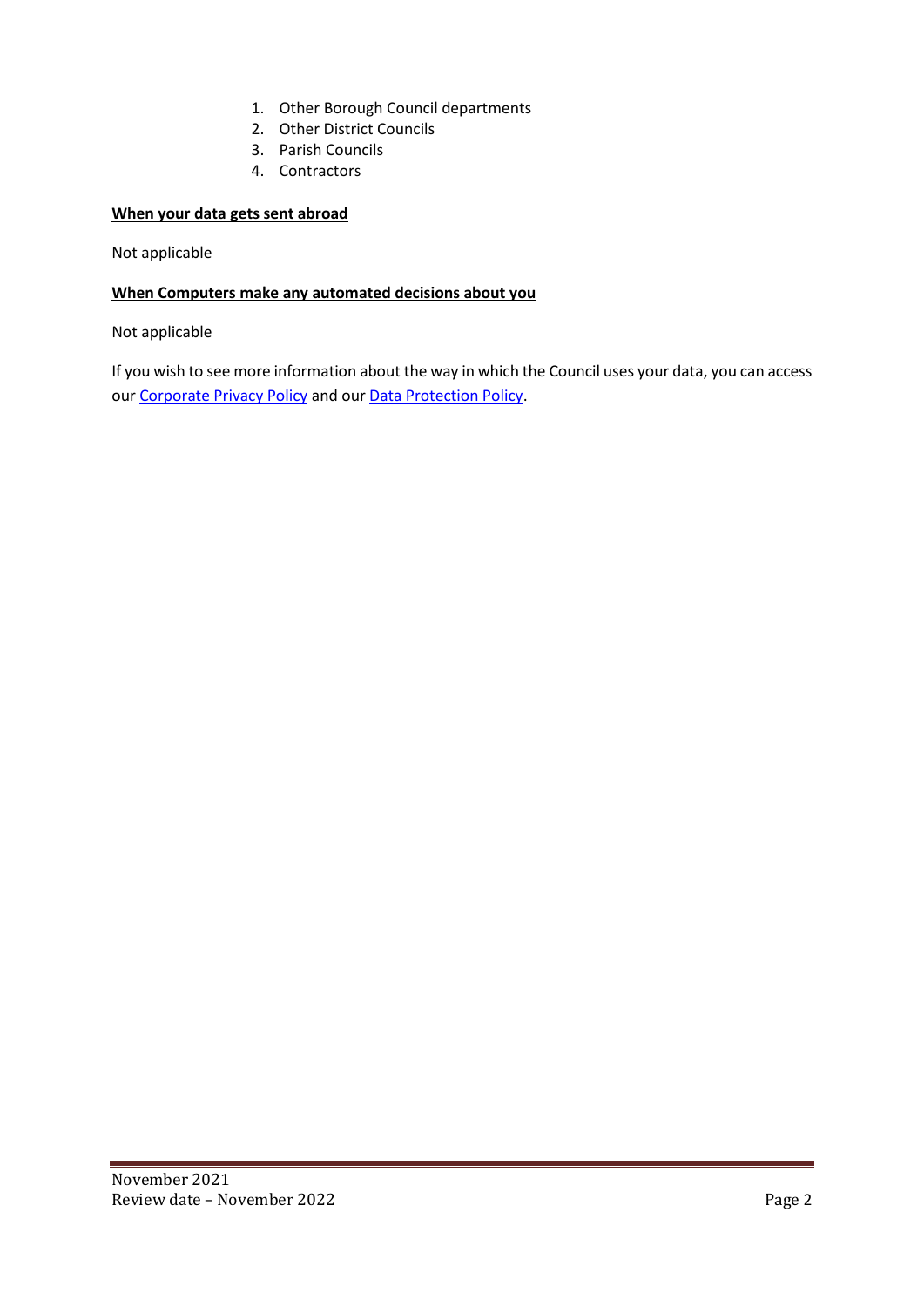1. Other Borough Council departments
2. Other District Councils
3. Parish Councils
4. Contractors

**When your data gets sent abroad**

Not applicable

**When Computers make any automated decisions about you**

Not applicable

If you wish to see more information about the way in which the Council uses your data, you can access our Corporate Privacy Policy and our Data Protection Policy.

November 2021
Review date – November 2022